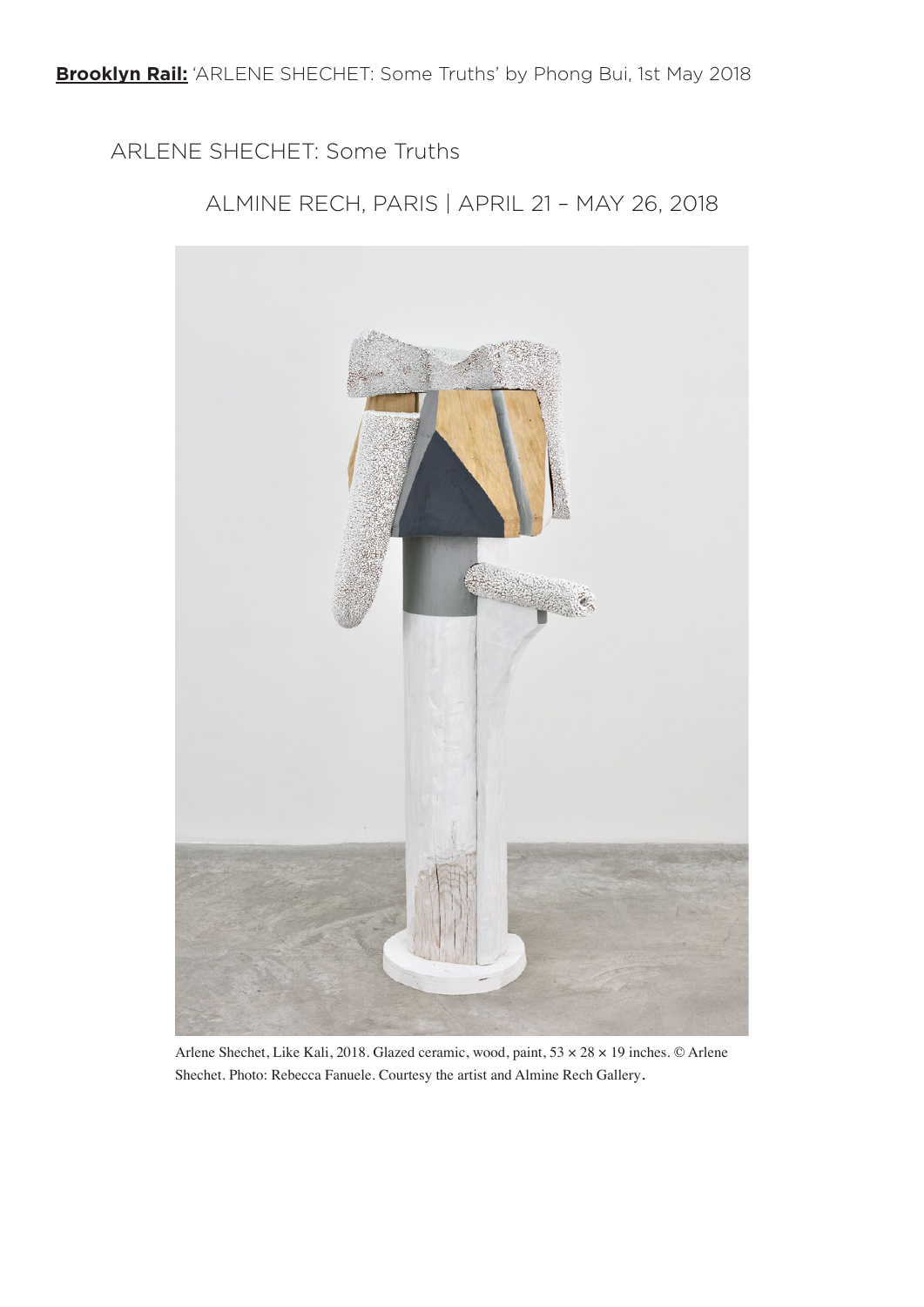**Brooklyn Rail:** 'ARLENE SHECHET: Some Truths' by Phong Bui, 1st May 2018

# ARLENE SHECHET: Some Truths

## ALMINE RECH, PARIS | APRIL 21 – MAY 26, 2018

Arlene Shechet, Like Kali, 2018. Glazed ceramic, wood, paint, 53 × 28 × 19 inches. © Arlene Shechet. Photo: Rebecca Fanuele. Courtesy the artist and Almine Rech Gallery.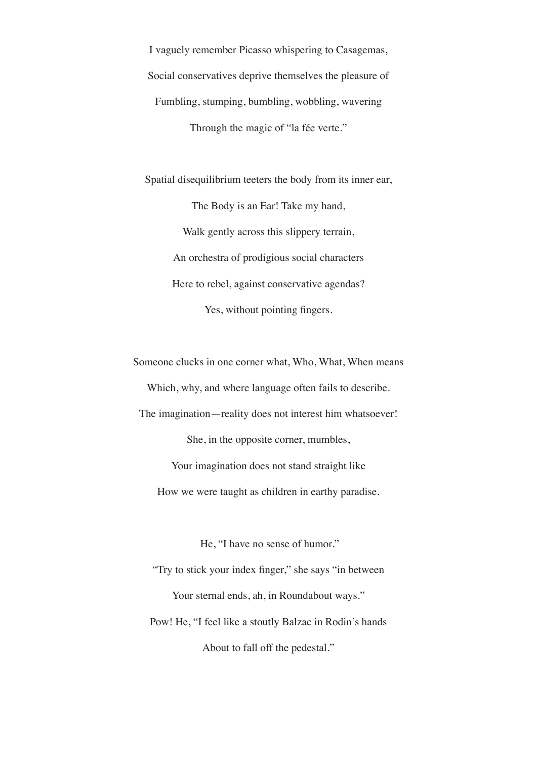I vaguely remember Picasso whispering to Casagemas,
Social conservatives deprive themselves the pleasure of
Fumbling, stumping, bumbling, wobbling, wavering
Through the magic of "la fée verte."

Spatial disequilibrium teeters the body from its inner ear,
The Body is an Ear! Take my hand,
Walk gently across this slippery terrain,
An orchestra of prodigious social characters
Here to rebel, against conservative agendas?
Yes, without pointing fingers.

Someone clucks in one corner what, Who, What, When means
Which, why, and where language often fails to describe.
The imagination—reality does not interest him whatsoever!
She, in the opposite corner, mumbles,
Your imagination does not stand straight like
How we were taught as children in earthy paradise.

He, "I have no sense of humor."
"Try to stick your index finger," she says "in between
Your sternal ends, ah, in Roundabout ways."
Pow! He, "I feel like a stoutly Balzac in Rodin's hands
About to fall off the pedestal."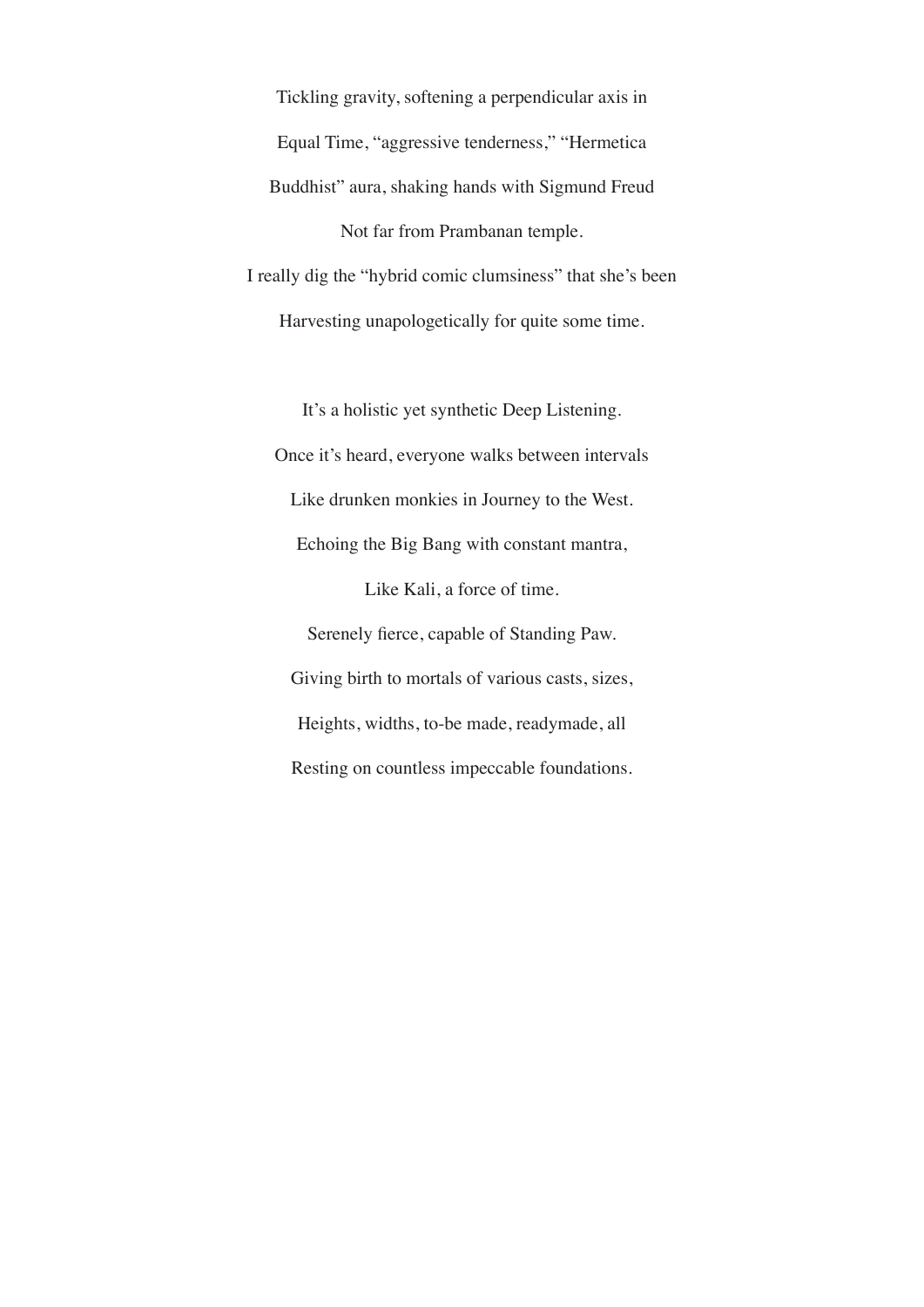Tickling gravity, softening a perpendicular axis in

Equal Time, "aggressive tenderness," "Hermetica

Buddhist" aura, shaking hands with Sigmund Freud

Not far from Prambanan temple.

I really dig the "hybrid comic clumsiness" that she's been

Harvesting unapologetically for quite some time.

It's a holistic yet synthetic Deep Listening.

Once it's heard, everyone walks between intervals

Like drunken monkies in Journey to the West.

Echoing the Big Bang with constant mantra,

Like Kali, a force of time.

Serenely fierce, capable of Standing Paw.

Giving birth to mortals of various casts, sizes,

Heights, widths, to-be made, readymade, all

Resting on countless impeccable foundations.